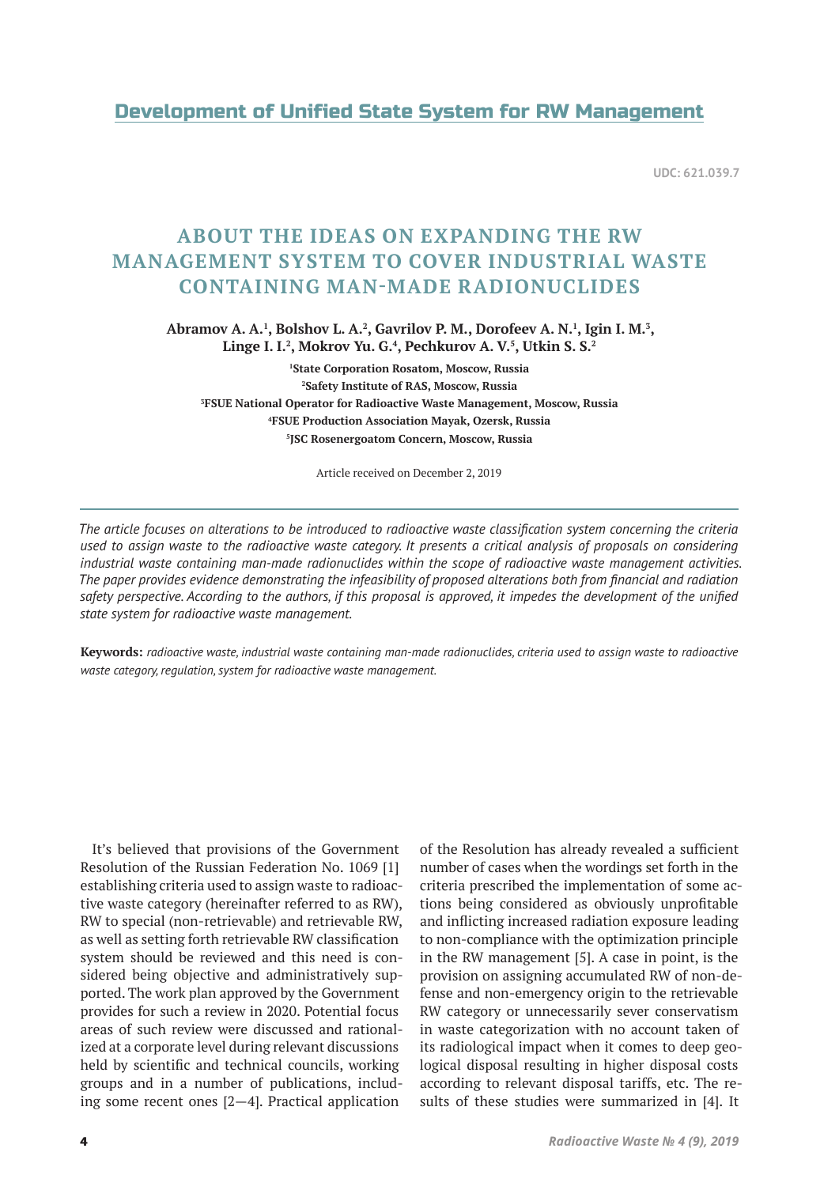## Development of Unified State System for RW Management

UDC: 621.039.7

# ABOUT THE IDEAS ON EXPANDING THE RW MANAGEMENT SYSTEM TO COVER INDUSTRIAL WASTE CONTAINING MAN-MADE RADIONUCLIDES

**Abramov A. A.[1], Bolshov L. A.[2], Gavrilov P. M., Dorofeev A. N.[1], Igin I. M.[3], Linge I. I.[2], Mokrov Yu. G.[4], Pechkurov A. V.[5], Utkin S. S.[2]**

**[1]State Corporation Rosatom, Moscow, Russia**
**[2]Safety Institute of RAS, Moscow, Russia**
**[3]FSUE National Operator for Radioactive Waste Management, Moscow, Russia**
**[4]FSUE Production Association Mayak, Ozersk, Russia**
**[5]JSC Rosenergoatom Concern, Moscow, Russia**

Article received on December 2, 2019

*The article focuses on alterations to be introduced to radioactive waste classification system concerning the criteria used to assign waste to the radioactive waste category. It presents a critical analysis of proposals on considering industrial waste containing man-made radionuclides within the scope of radioactive waste management activities. The paper provides evidence demonstrating the infeasibility of proposed alterations both from financial and radiation safety perspective. According to the authors, if this proposal is approved, it impedes the development of the unified state system for radioactive waste management.*

**Keywords:** *radioactive waste, industrial waste containing man-made radionuclides, criteria used to assign waste to radioactive waste category, regulation, system for radioactive waste management.*

It's believed that provisions of the Government Resolution of the Russian Federation No. 1069 [1] establishing criteria used to assign waste to radioactive waste category (hereinafter referred to as RW), RW to special (non-retrievable) and retrievable RW, as well as setting forth retrievable RW classification system should be reviewed and this need is considered being objective and administratively supported. The work plan approved by the Government provides for such a review in 2020. Potential focus areas of such review were discussed and rationalized at a corporate level during relevant discussions held by scientific and technical councils, working groups and in a number of publications, including some recent ones [2—4]. Practical application of the Resolution has already revealed a sufficient number of cases when the wordings set forth in the criteria prescribed the implementation of some actions being considered as obviously unprofitable and inflicting increased radiation exposure leading to non-compliance with the optimization principle in the RW management [5]. A case in point, is the provision on assigning accumulated RW of non-defense and non-emergency origin to the retrievable RW category or unnecessarily sever conservatism in waste categorization with no account taken of its radiological impact when it comes to deep geological disposal resulting in higher disposal costs according to relevant disposal tariffs, etc. The results of these studies were summarized in [4]. It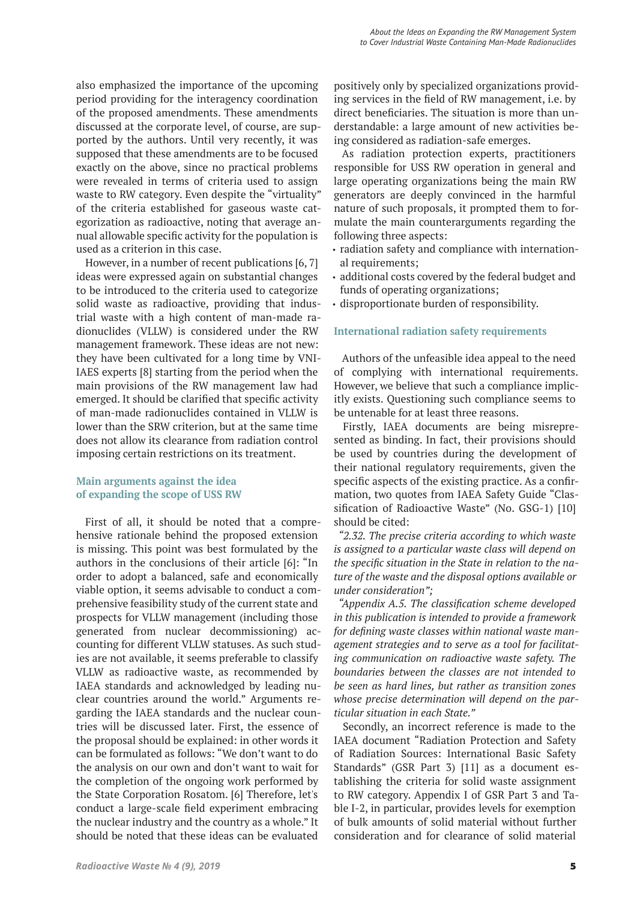also emphasized the importance of the upcoming period providing for the interagency coordination of the proposed amendments. These amendments discussed at the corporate level, of course, are supported by the authors. Until very recently, it was supposed that these amendments are to be focused exactly on the above, since no practical problems were revealed in terms of criteria used to assign waste to RW category. Even despite the "virtuality" of the criteria established for gaseous waste categorization as radioactive, noting that average annual allowable specific activity for the population is used as a criterion in this case.

However, in a number of recent publications [6, 7] ideas were expressed again on substantial changes to be introduced to the criteria used to categorize solid waste as radioactive, providing that industrial waste with a high content of man-made radionuclides (VLLW) is considered under the RW management framework. These ideas are not new: they have been cultivated for a long time by VNIIAES experts [8] starting from the period when the main provisions of the RW management law had emerged. It should be clarified that specific activity of man-made radionuclides contained in VLLW is lower than the SRW criterion, but at the same time does not allow its clearance from radiation control imposing certain restrictions on its treatment.

## Main arguments against the idea of expanding the scope of USS RW

First of all, it should be noted that a comprehensive rationale behind the proposed extension is missing. This point was best formulated by the authors in the conclusions of their article [6]: "In order to adopt a balanced, safe and economically viable option, it seems advisable to conduct a comprehensive feasibility study of the current state and prospects for VLLW management (including those generated from nuclear decommissioning) accounting for different VLLW statuses. As such studies are not available, it seems preferable to classify VLLW as radioactive waste, as recommended by IAEA standards and acknowledged by leading nuclear countries around the world." Arguments regarding the IAEA standards and the nuclear countries will be discussed later. First, the essence of the proposal should be explained: in other words it can be formulated as follows: "We don't want to do the analysis on our own and don't want to wait for the completion of the ongoing work performed by the State Corporation Rosatom. [6] Therefore, let's conduct a large-scale field experiment embracing the nuclear industry and the country as a whole." It should be noted that these ideas can be evaluated positively only by specialized organizations providing services in the field of RW management, i.e. by direct beneficiaries. The situation is more than understandable: a large amount of new activities being considered as radiation-safe emerges.

As radiation protection experts, practitioners responsible for USS RW operation in general and large operating organizations being the main RW generators are deeply convinced in the harmful nature of such proposals, it prompted them to formulate the main counterarguments regarding the following three aspects:

- radiation safety and compliance with international requirements;
- additional costs covered by the federal budget and funds of operating organizations;
- disproportionate burden of responsibility.

## International radiation safety requirements

Authors of the unfeasible idea appeal to the need of complying with international requirements. However, we believe that such a compliance implicitly exists. Questioning such compliance seems to be untenable for at least three reasons.

Firstly, IAEA documents are being misrepresented as binding. In fact, their provisions should be used by countries during the development of their national regulatory requirements, given the specific aspects of the existing practice. As a confirmation, two quotes from IAEA Safety Guide "Classification of Radioactive Waste" (No. GSG-1) [10] should be cited:

*"2.32. The precise criteria according to which waste is assigned to a particular waste class will depend on the specific situation in the State in relation to the nature of the waste and the disposal options available or under consideration";*

*"Appendix A.5. The classification scheme developed in this publication is intended to provide a framework for defining waste classes within national waste management strategies and to serve as a tool for facilitating communication on radioactive waste safety. The boundaries between the classes are not intended to be seen as hard lines, but rather as transition zones whose precise determination will depend on the particular situation in each State."*

Secondly, an incorrect reference is made to the IAEA document "Radiation Protection and Safety of Radiation Sources: International Basic Safety Standards" (GSR Part 3) [11] as a document establishing the criteria for solid waste assignment to RW category. Appendix I of GSR Part 3 and Table I-2, in particular, provides levels for exemption of bulk amounts of solid material without further consideration and for clearance of solid material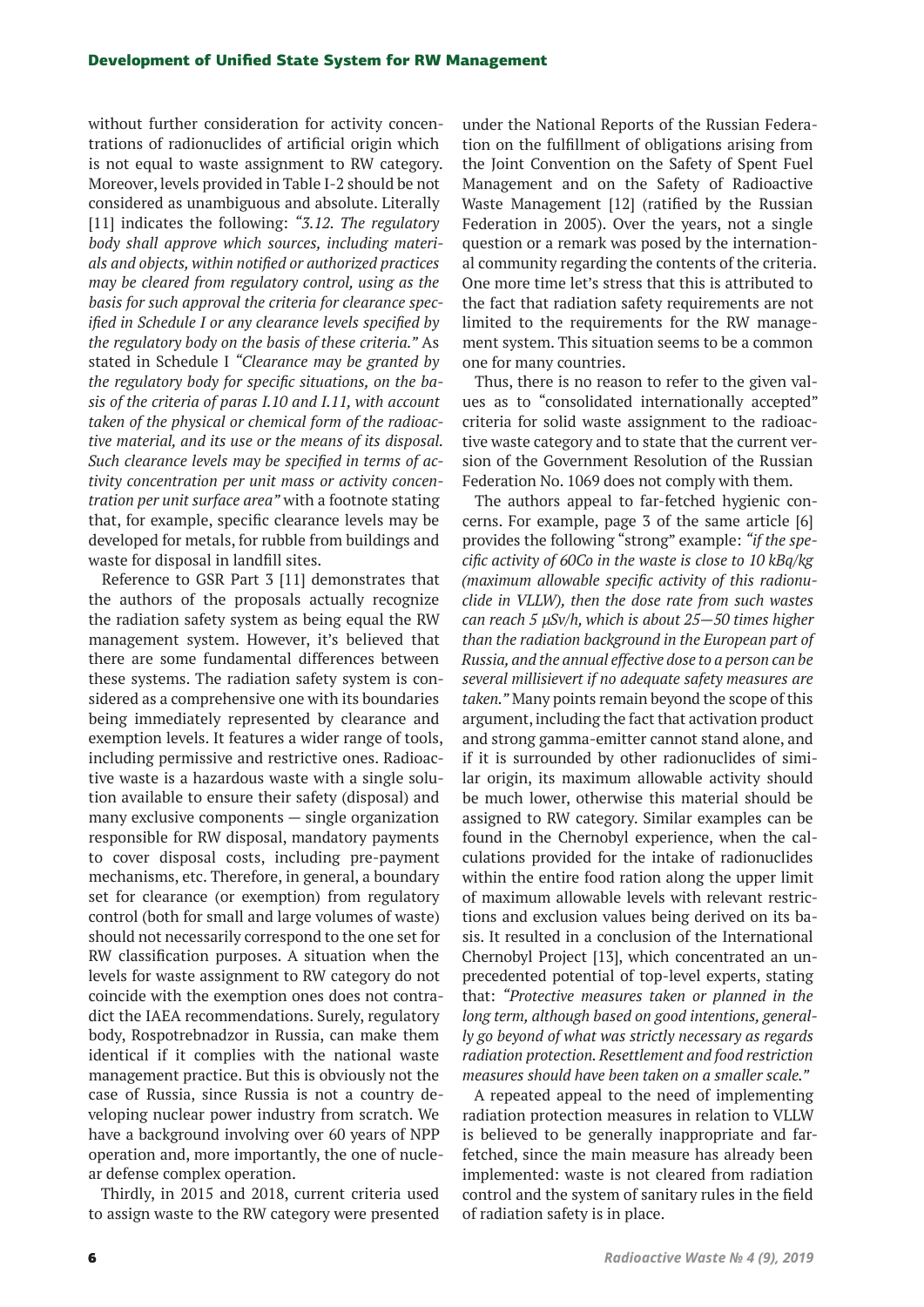without further consideration for activity concentrations of radionuclides of artificial origin which is not equal to waste assignment to RW category. Moreover, levels provided in Table I-2 should be not considered as unambiguous and absolute. Literally [11] indicates the following: *"3.12. The regulatory body shall approve which sources, including materials and objects, within notified or authorized practices may be cleared from regulatory control, using as the basis for such approval the criteria for clearance specified in Schedule I or any clearance levels specified by the regulatory body on the basis of these criteria."* As stated in Schedule I *"Clearance may be granted by the regulatory body for specific situations, on the basis of the criteria of paras I.10 and I.11, with account taken of the physical or chemical form of the radioactive material, and its use or the means of its disposal. Such clearance levels may be specified in terms of activity concentration per unit mass or activity concentration per unit surface area"* with a footnote stating that, for example, specific clearance levels may be developed for metals, for rubble from buildings and waste for disposal in landfill sites.

Reference to GSR Part 3 [11] demonstrates that the authors of the proposals actually recognize the radiation safety system as being equal the RW management system. However, it's believed that there are some fundamental differences between these systems. The radiation safety system is considered as a comprehensive one with its boundaries being immediately represented by clearance and exemption levels. It features a wider range of tools, including permissive and restrictive ones. Radioactive waste is a hazardous waste with a single solution available to ensure their safety (disposal) and many exclusive components — single organization responsible for RW disposal, mandatory payments to cover disposal costs, including pre-payment mechanisms, etc. Therefore, in general, a boundary set for clearance (or exemption) from regulatory control (both for small and large volumes of waste) should not necessarily correspond to the one set for RW classification purposes. A situation when the levels for waste assignment to RW category do not coincide with the exemption ones does not contradict the IAEA recommendations. Surely, regulatory body, Rospotrebnadzor in Russia, can make them identical if it complies with the national waste management practice. But this is obviously not the case of Russia, since Russia is not a country developing nuclear power industry from scratch. We have a background involving over 60 years of NPP operation and, more importantly, the one of nuclear defense complex operation.

Thirdly, in 2015 and 2018, current criteria used to assign waste to the RW category were presented under the National Reports of the Russian Federation on the fulfillment of obligations arising from the Joint Convention on the Safety of Spent Fuel Management and on the Safety of Radioactive Waste Management [12] (ratified by the Russian Federation in 2005). Over the years, not a single question or a remark was posed by the international community regarding the contents of the criteria. One more time let's stress that this is attributed to the fact that radiation safety requirements are not limited to the requirements for the RW management system. This situation seems to be a common one for many countries.

Thus, there is no reason to refer to the given values as to "consolidated internationally accepted" criteria for solid waste assignment to the radioactive waste category and to state that the current version of the Government Resolution of the Russian Federation No. 1069 does not comply with them.

The authors appeal to far-fetched hygienic concerns. For example, page 3 of the same article [6] provides the following "strong" example: *"if the specific activity of 60Co in the waste is close to 10 kBq/kg (maximum allowable specific activity of this radionuclide in VLLW), then the dose rate from such wastes can reach 5 μSv/h, which is about 25—50 times higher than the radiation background in the European part of Russia, and the annual effective dose to a person can be several millisievert if no adequate safety measures are taken."* Many points remain beyond the scope of this argument, including the fact that activation product and strong gamma-emitter cannot stand alone, and if it is surrounded by other radionuclides of similar origin, its maximum allowable activity should be much lower, otherwise this material should be assigned to RW category. Similar examples can be found in the Chernobyl experience, when the calculations provided for the intake of radionuclides within the entire food ration along the upper limit of maximum allowable levels with relevant restrictions and exclusion values being derived on its basis. It resulted in a conclusion of the International Chernobyl Project [13], which concentrated an unprecedented potential of top-level experts, stating that: *"Protective measures taken or planned in the long term, although based on good intentions, generally go beyond of what was strictly necessary as regards radiation protection. Resettlement and food restriction measures should have been taken on a smaller scale."*

A repeated appeal to the need of implementing radiation protection measures in relation to VLLW is believed to be generally inappropriate and far-fetched, since the main measure has already been implemented: waste is not cleared from radiation control and the system of sanitary rules in the field of radiation safety is in place.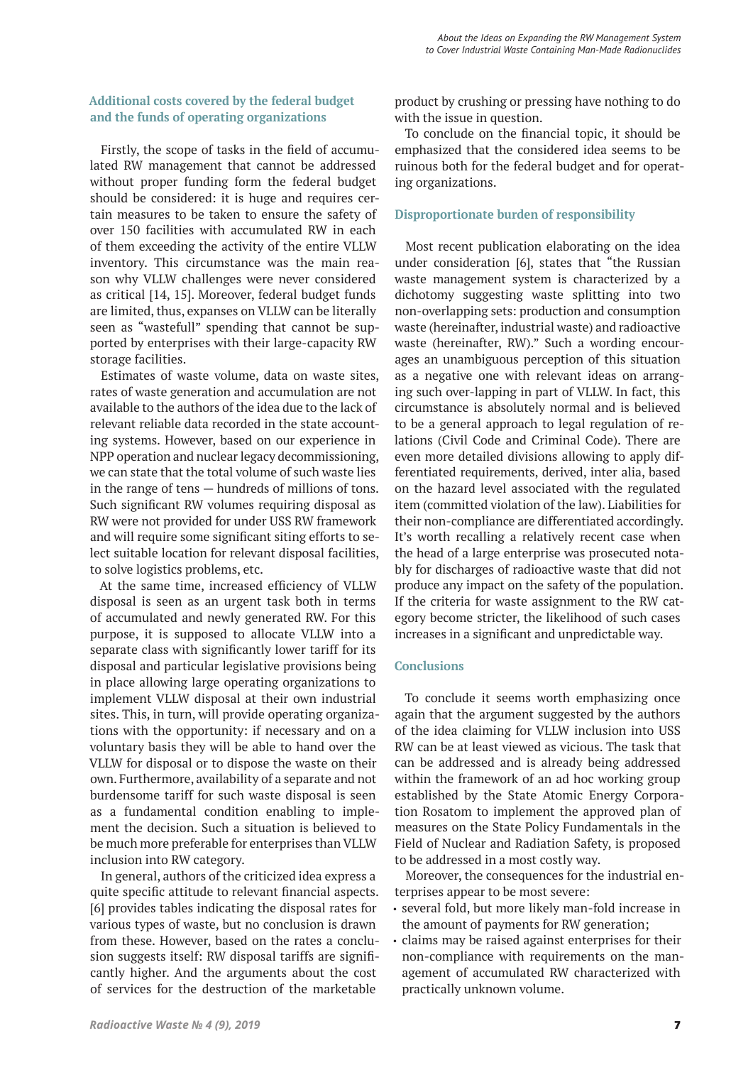## Additional costs covered by the federal budget and the funds of operating organizations

Firstly, the scope of tasks in the field of accumulated RW management that cannot be addressed without proper funding form the federal budget should be considered: it is huge and requires certain measures to be taken to ensure the safety of over 150 facilities with accumulated RW in each of them exceeding the activity of the entire VLLW inventory. This circumstance was the main reason why VLLW challenges were never considered as critical [14, 15]. Moreover, federal budget funds are limited, thus, expanses on VLLW can be literally seen as "wastefull" spending that cannot be supported by enterprises with their large-capacity RW storage facilities.

Estimates of waste volume, data on waste sites, rates of waste generation and accumulation are not available to the authors of the idea due to the lack of relevant reliable data recorded in the state accounting systems. However, based on our experience in NPP operation and nuclear legacy decommissioning, we can state that the total volume of such waste lies in the range of tens — hundreds of millions of tons. Such significant RW volumes requiring disposal as RW were not provided for under USS RW framework and will require some significant siting efforts to select suitable location for relevant disposal facilities, to solve logistics problems, etc.

At the same time, increased efficiency of VLLW disposal is seen as an urgent task both in terms of accumulated and newly generated RW. For this purpose, it is supposed to allocate VLLW into a separate class with significantly lower tariff for its disposal and particular legislative provisions being in place allowing large operating organizations to implement VLLW disposal at their own industrial sites. This, in turn, will provide operating organizations with the opportunity: if necessary and on a voluntary basis they will be able to hand over the VLLW for disposal or to dispose the waste on their own. Furthermore, availability of a separate and not burdensome tariff for such waste disposal is seen as a fundamental condition enabling to implement the decision. Such a situation is believed to be much more preferable for enterprises than VLLW inclusion into RW category.

In general, authors of the criticized idea express a quite specific attitude to relevant financial aspects. [6] provides tables indicating the disposal rates for various types of waste, but no conclusion is drawn from these. However, based on the rates a conclusion suggests itself: RW disposal tariffs are significantly higher. And the arguments about the cost of services for the destruction of the marketable product by crushing or pressing have nothing to do with the issue in question.

To conclude on the financial topic, it should be emphasized that the considered idea seems to be ruinous both for the federal budget and for operating organizations.

## Disproportionate burden of responsibility

Most recent publication elaborating on the idea under consideration [6], states that "the Russian waste management system is characterized by a dichotomy suggesting waste splitting into two non-overlapping sets: production and consumption waste (hereinafter, industrial waste) and radioactive waste (hereinafter, RW)." Such a wording encourages an unambiguous perception of this situation as a negative one with relevant ideas on arranging such over-lapping in part of VLLW. In fact, this circumstance is absolutely normal and is believed to be a general approach to legal regulation of relations (Civil Code and Criminal Code). There are even more detailed divisions allowing to apply differentiated requirements, derived, inter alia, based on the hazard level associated with the regulated item (committed violation of the law). Liabilities for their non-compliance are differentiated accordingly. It's worth recalling a relatively recent case when the head of a large enterprise was prosecuted notably for discharges of radioactive waste that did not produce any impact on the safety of the population. If the criteria for waste assignment to the RW category become stricter, the likelihood of such cases increases in a significant and unpredictable way.

## Conclusions

To conclude it seems worth emphasizing once again that the argument suggested by the authors of the idea claiming for VLLW inclusion into USS RW can be at least viewed as vicious. The task that can be addressed and is already being addressed within the framework of an ad hoc working group established by the State Atomic Energy Corporation Rosatom to implement the approved plan of measures on the State Policy Fundamentals in the Field of Nuclear and Radiation Safety, is proposed to be addressed in a most costly way.

Moreover, the consequences for the industrial enterprises appear to be most severe:

- several fold, but more likely man-fold increase in the amount of payments for RW generation;
- claims may be raised against enterprises for their non-compliance with requirements on the management of accumulated RW characterized with practically unknown volume.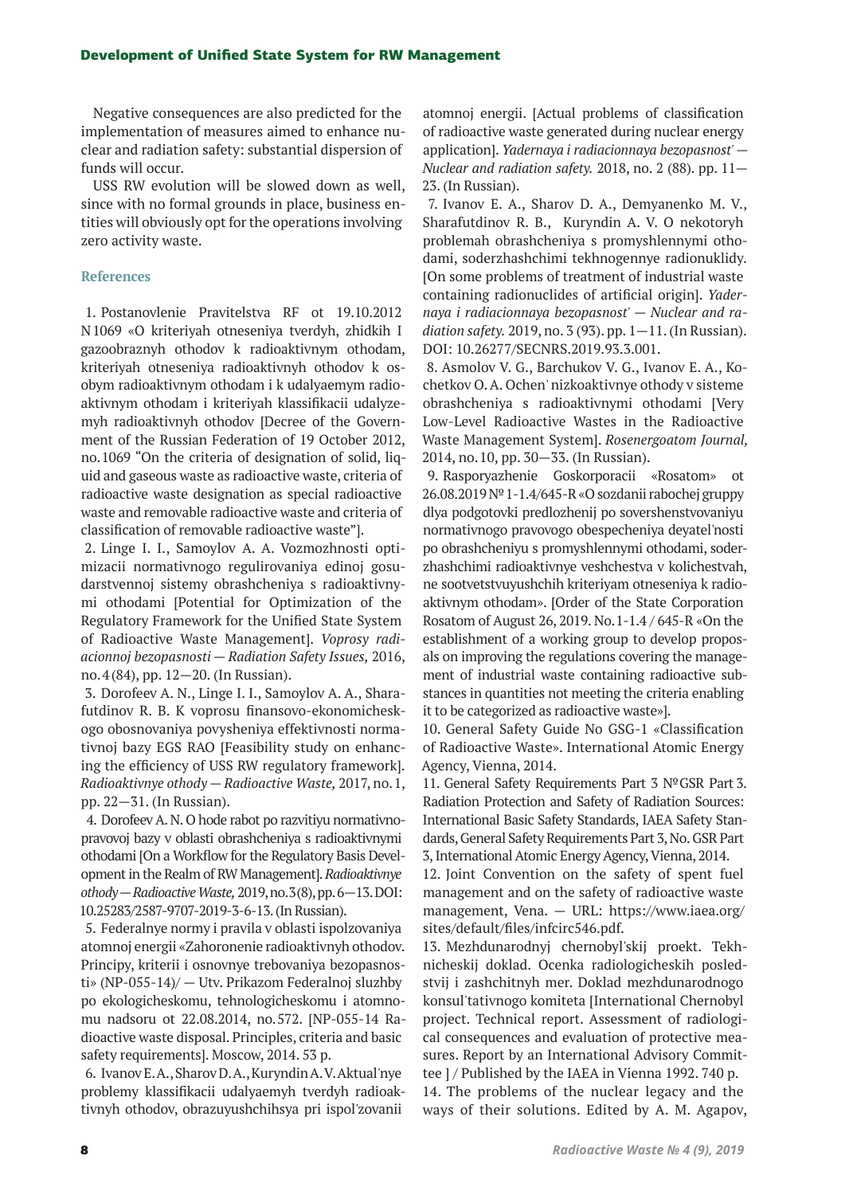Negative consequences are also predicted for the implementation of measures aimed to enhance nuclear and radiation safety: substantial dispersion of funds will occur.

USS RW evolution will be slowed down as well, since with no formal grounds in place, business entities will obviously opt for the operations involving zero activity waste.

### References

1. Postanovlenie Pravitelstva RF ot 19.10.2012 N 1069 «O kriteriyah otneseniya tverdyh, zhidkih I gazoobraznyh othodov k radioaktivnym othodam, kriteriyah otneseniya radioaktivnyh othodov k osobym radioaktivnym othodam i k udalyaemym radioaktivnym othodam i kriteriyah klassifikacii udalyzemyh radioaktivnyh othodov [Decree of the Government of the Russian Federation of 19 October 2012, no. 1069 "On the criteria of designation of solid, liquid and gaseous waste as radioactive waste, criteria of radioactive waste designation as special radioactive waste and removable radioactive waste and criteria of classification of removable radioactive waste"].
2. Linge I. I., Samoylov A. A. Vozmozhnosti optimizacii normativnogo regulirovaniya edinoj gosudarstvennoj sistemy obrashcheniya s radioaktivnymi othodami [Potential for Optimization of the Regulatory Framework for the Unified State System of Radioactive Waste Management]. *Voprosy radiacionnoj bezopasnosti — Radiation Safety Issues,* 2016, no. 4 (84), pp. 12—20. (In Russian).
3. Dorofeev A. N., Linge I. I., Samoylov A. A., Sharafutdinov R. B. K voprosu finansovo-ekonomicheskogo obosnovaniya povysheniya effektivnosti normativnoj bazy EGS RAO [Feasibility study on enhancing the efficiency of USS RW regulatory framework]. *Radioaktivnye othody — Radioactive Waste,* 2017, no. 1, pp. 22—31. (In Russian).
4. Dorofeev A. N. O hode rabot po razvitiyu normativno-pravovoj bazy v oblasti obrashcheniya s radioaktivnymi othodami [On a Workflow for the Regulatory Basis Development in the Realm of RW Management]. *Radioaktivnye othody — Radioactive Waste,* 2019, no. 3 (8), pp. 6—13. DOI: 10.25283/2587-9707-2019-3-6-13. (In Russian).
5. Federalnye normy i pravila v oblasti ispolzovaniya atomnoj energii «Zahoronenie radioaktivnyh othodov. Principy, kriterii i osnovnye trebovaniya bezopasnosti» (NP-055-14)/ — Utv. Prikazom Federalnoj sluzhby po ekologicheskomu, tehnologicheskomu i atomnomu nadsoru ot 22.08.2014, no. 572. [NP-055-14 Radioactive waste disposal. Principles, criteria and basic safety requirements]. Moscow, 2014. 53 p.
6. Ivanov E. A., Sharov D. A., Kuryndin A. V. Aktual'nye problemy klassifikacii udalyaemyh tverdyh radioaktivnyh othodov, obrazuyushchihsya pri ispol'zovanii atomnoj energii. [Actual problems of classification of radioactive waste generated during nuclear energy application]. *Yadernaya i radiacionnaya bezopasnost' — Nuclear and radiation safety.* 2018, no. 2 (88). pp. 11—23. (In Russian).
7. Ivanov E. A., Sharov D. A., Demyanenko M. V., Sharafutdinov R. B., Kuryndin A. V. O nekotoryh problemah obrashcheniya s promyshlennymi othodami, soderzhashchimi tekhnogennye radionuklidy. [On some problems of treatment of industrial waste containing radionuclides of artificial origin]. *Yadernaya i radiacionnaya bezopasnost' — Nuclear and radiation safety.* 2019, no. 3 (93). pp. 1—11. (In Russian). DOI: 10.26277/SECNRS.2019.93.3.001.
8. Asmolov V. G., Barchukov V. G., Ivanov E. A., Kochetkov O. A. Ochen' nizkoaktivnye othody v sisteme obrashcheniya s radioaktivnymi othodami [Very Low-Level Radioactive Wastes in the Radioactive Waste Management System]. *Rosenergoatom Journal,* 2014, no. 10, pp. 30—33. (In Russian).
9. Rasporyazhenie Goskorporacii «Rosatom» ot 26.08.2019 № 1-1.4/645-R «O sozdanii rabochej gruppy dlya podgotovki predlozhenij po sovershenstvovaniyu normativnogo pravovogo obespecheniya deyatel'nosti po obrashcheniyu s promyshlennymi othodami, soderzhashchimi radioaktivnye veshchestva v kolichestvah, ne sootvetstvuyushchih kriteriyam otneseniya k radioaktivnym othodam». [Order of the State Corporation Rosatom of August 26, 2019. No. 1-1.4 / 645-R «On the establishment of a working group to develop proposals on improving the regulations covering the management of industrial waste containing radioactive substances in quantities not meeting the criteria enabling it to be categorized as radioactive waste»].
10. General Safety Guide No GSG-1 «Classification of Radioactive Waste». International Atomic Energy Agency, Vienna, 2014.
11. General Safety Requirements Part 3 № GSR Part 3. Radiation Protection and Safety of Radiation Sources: International Basic Safety Standards, IAEA Safety Standards, General Safety Requirements Part 3, No. GSR Part 3, International Atomic Energy Agency, Vienna, 2014.
12. Joint Convention on the safety of spent fuel management and on the safety of radioactive waste management, Vena. — URL: https://www.iaea.org/sites/default/files/infcirc546.pdf.
13. Mezhdunarodnyj chernobyl'skij proekt. Tekhnicheskij doklad. Ocenka radiologicheskih posledstvij i zashchitnyh mer. Doklad mezhdunarodnogo konsul'tativnogo komiteta [International Chernobyl project. Technical report. Assessment of radiological consequences and evaluation of protective measures. Report by an International Advisory Committee ] / Published by the IAEA in Vienna 1992. 740 p.
14. The problems of the nuclear legacy and the ways of their solutions. Edited by A. M. Agapov,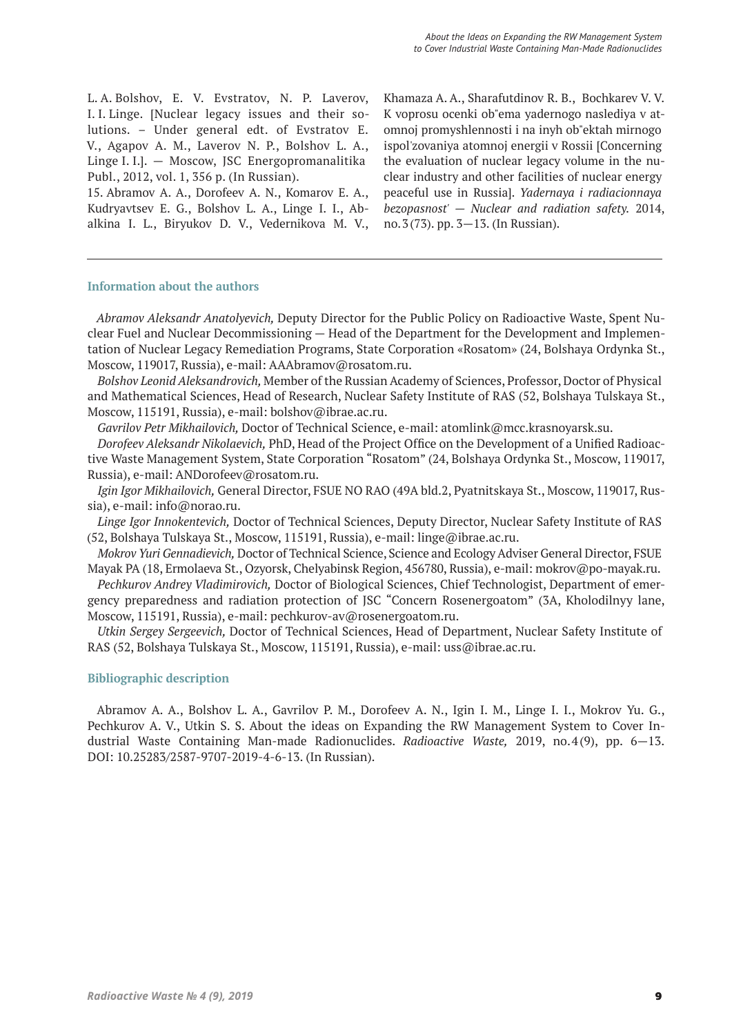L. A. Bolshov, E. V. Evstratov, N. P. Laverov, I. I. Linge. [Nuclear legacy issues and their solutions. – Under general edt. of Evstratov E. V., Agapov A. M., Laverov N. P., Bolshov L. A., Linge I. I.]. — Moscow, JSC Energopromanalitika Publ., 2012, vol. 1, 356 p. (In Russian).

15. Abramov A. A., Dorofeev A. N., Komarov E. A., Kudryavtsev E. G., Bolshov L. A., Linge I. I., Abalkina I. L., Biryukov D. V., Vedernikova M. V., Khamaza A. A., Sharafutdinov R. B., Bochkarev V. V. K voprosu ocenki ob"ema yadernogo naslediya v atomnoj promyshlennosti i na inyh ob"ektah mirnogo ispol'zovaniya atomnoj energii v Rossii [Concerning the evaluation of nuclear legacy volume in the nuclear industry and other facilities of nuclear energy peaceful use in Russia]. *Yadernaya i radiacionnaya bezopasnost' — Nuclear and radiation safety.* 2014, no. 3 (73). pp. 3—13. (In Russian).

### Information about the authors

*Abramov Aleksandr Anatolyevich,* Deputy Director for the Public Policy on Radioactive Waste, Spent Nuclear Fuel and Nuclear Decommissioning — Head of the Department for the Development and Implementation of Nuclear Legacy Remediation Programs, State Corporation «Rosatom» (24, Bolshaya Ordynka St., Moscow, 119017, Russia), e-mail: AAAbramov@rosatom.ru.

*Bolshov Leonid Aleksandrovich,* Member of the Russian Academy of Sciences, Professor, Doctor of Physical and Mathematical Sciences, Head of Research, Nuclear Safety Institute of RAS (52, Bolshaya Tulskaya St., Moscow, 115191, Russia), e-mail: bolshov@ibrae.ac.ru.

*Gavrilov Petr Mikhailovich,* Doctor of Technical Science, e-mail: atomlink@mcc.krasnoyarsk.su.

*Dorofeev Aleksandr Nikolaevich,* PhD, Head of the Project Office on the Development of a Unified Radioactive Waste Management System, State Corporation "Rosatom" (24, Bolshaya Ordynka St., Moscow, 119017, Russia), e-mail: ANDorofeev@rosatom.ru.

*Igin Igor Mikhailovich,* General Director, FSUE NO RAO (49A bld.2, Pyatnitskaya St., Moscow, 119017, Russia), e-mail: info@norao.ru.

*Linge Igor Innokentevich,* Doctor of Technical Sciences, Deputy Director, Nuclear Safety Institute of RAS (52, Bolshaya Tulskaya St., Moscow, 115191, Russia), e-mail: linge@ibrae.ac.ru.

*Mokrov Yuri Gennadievich,* Doctor of Technical Science, Science and Ecology Adviser General Director, FSUE Mayak PA (18, Ermolaeva St., Ozyorsk, Chelyabinsk Region, 456780, Russia), e-mail: mokrov@po-mayak.ru.

*Pechkurov Andrey Vladimirovich,* Doctor of Biological Sciences, Chief Technologist, Department of emergency preparedness and radiation protection of JSC "Concern Rosenergoatom" (3A, Kholodilnyy lane, Moscow, 115191, Russia), e-mail: pechkurov-av@rosenergoatom.ru.

*Utkin Sergey Sergeevich,* Doctor of Technical Sciences, Head of Department, Nuclear Safety Institute of RAS (52, Bolshaya Tulskaya St., Moscow, 115191, Russia), e-mail: uss@ibrae.ac.ru.

### Bibliographic description

Abramov A. A., Bolshov L. A., Gavrilov P. M., Dorofeev A. N., Igin I. M., Linge I. I., Mokrov Yu. G., Pechkurov A. V., Utkin S. S. About the ideas on Expanding the RW Management System to Cover Industrial Waste Containing Man-made Radionuclides. *Radioactive Waste,* 2019, no. 4 (9), pp. 6—13. DOI: 10.25283/2587-9707-2019-4-6-13. (In Russian).